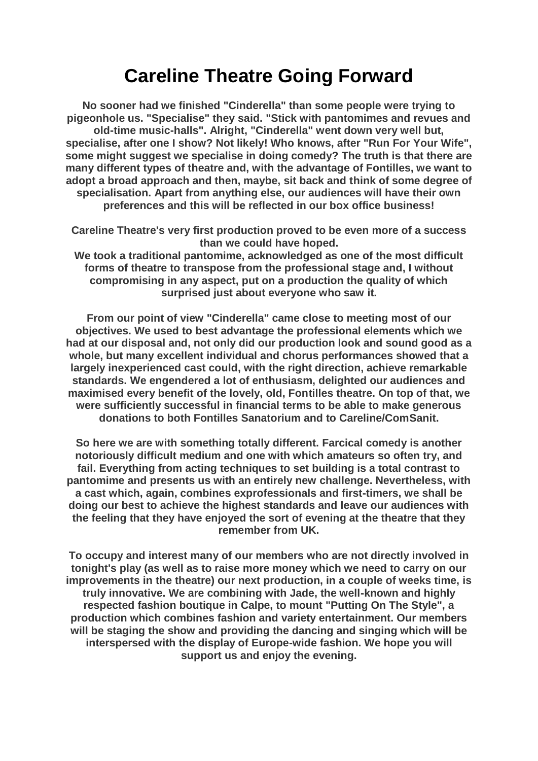# Careline Theatre Going Forward

**No sooner had we finished "Cinderella" than some people were trying to pigeonhole us. "Specialise" they said. "Stick with pantomimes and revues and old-time music-halls". Alright, "Cinderella" went down very well but, specialise, after one I show? Not likely! Who knows, after "Run For Your Wife", some might suggest we specialise in doing comedy? The truth is that there are many different types of theatre and, with the advantage of Fontilles, we want to adopt a broad approach and then, maybe, sit back and think of some degree of specialisation. Apart from anything else, our audiences will have their own preferences and this will be reflected in our box office business!**

**Careline Theatre's very first production proved to be even more of a success than we could have hoped.**
**We took a traditional pantomime, acknowledged as one of the most difficult forms of theatre to transpose from the professional stage and, I without compromising in any aspect, put on a production the quality of which surprised just about everyone who saw it.**

**From our point of view "Cinderella" came close to meeting most of our objectives. We used to best advantage the professional elements which we had at our disposal and, not only did our production look and sound good as a whole, but many excellent individual and chorus performances showed that a largely inexperienced cast could, with the right direction, achieve remarkable standards. We engendered a lot of enthusiasm, delighted our audiences and maximised every benefit of the lovely, old, Fontilles theatre. On top of that, we were sufficiently successful in financial terms to be able to make generous donations to both Fontilles Sanatorium and to Careline/ComSanit.**

**So here we are with something totally different. Farcical comedy is another notoriously difficult medium and one with which amateurs so often try, and fail. Everything from acting techniques to set building is a total contrast to pantomime and presents us with an entirely new challenge. Nevertheless, with a cast which, again, combines exprofessionals and first-timers, we shall be doing our best to achieve the highest standards and leave our audiences with the feeling that they have enjoyed the sort of evening at the theatre that they remember from UK.**

**To occupy and interest many of our members who are not directly involved in tonight's play (as well as to raise more money which we need to carry on our improvements in the theatre) our next production, in a couple of weeks time, is truly innovative. We are combining with Jade, the well-known and highly respected fashion boutique in Calpe, to mount "Putting On The Style", a production which combines fashion and variety entertainment. Our members will be staging the show and providing the dancing and singing which will be interspersed with the display of Europe-wide fashion. We hope you will support us and enjoy the evening.**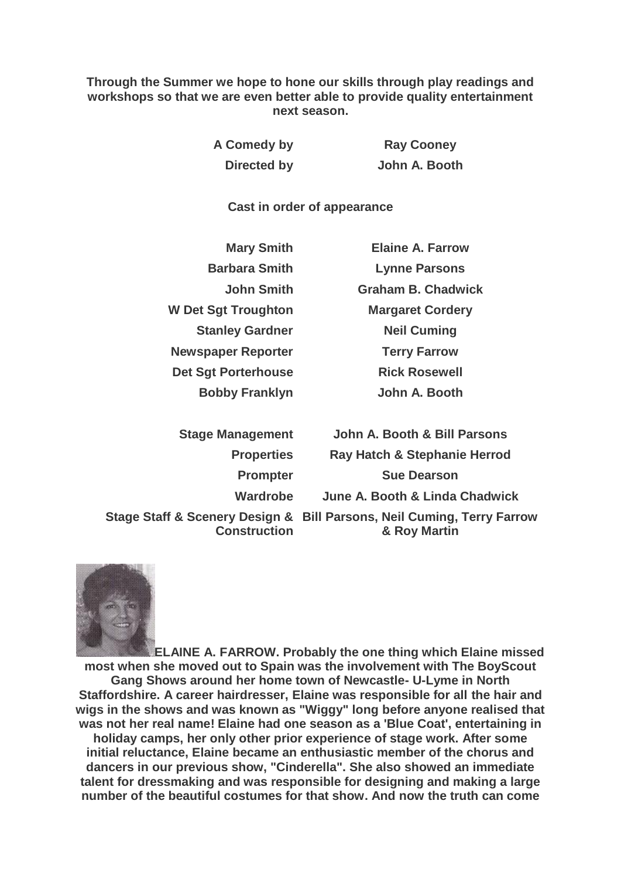**Through the Summer we hope to hone our skills through play readings and workshops so that we are even better able to provide quality entertainment next season.**

| | |
|---|---|
| **A Comedy by** | **Ray Cooney** |
| **Directed by** | **John A. Booth** |

**Cast in order of appearance**

| | |
|---|---|
| **Mary Smith** | **Elaine A. Farrow** |
| **Barbara Smith** | **Lynne Parsons** |
| **John Smith** | **Graham B. Chadwick** |
| **W Det Sgt Troughton** | **Margaret Cordery** |
| **Stanley Gardner** | **Neil Cuming** |
| **Newspaper Reporter** | **Terry Farrow** |
| **Det Sgt Porterhouse** | **Rick Rosewell** |
| **Bobby Franklyn** | **John A. Booth** |

| | |
|---|---|
| **Stage Management** | **John A. Booth & Bill Parsons** |
| **Properties** | **Ray Hatch & Stephanie Herrod** |
| **Prompter** | **Sue Dearson** |
| **Wardrobe** | **June A. Booth & Linda Chadwick** |
| **Stage Staff & Scenery Design & Construction** | **Bill Parsons, Neil Cuming, Terry Farrow & Roy Martin** |

**ELAINE A. FARROW. Probably the one thing which Elaine missed most when she moved out to Spain was the involvement with The BoyScout Gang Shows around her home town of Newcastle- U-Lyme in North Staffordshire. A career hairdresser, Elaine was responsible for all the hair and wigs in the shows and was known as "Wiggy" long before anyone realised that was not her real name! Elaine had one season as a 'Blue Coat', entertaining in holiday camps, her only other prior experience of stage work. After some initial reluctance, Elaine became an enthusiastic member of the chorus and dancers in our previous show, "Cinderella". She also showed an immediate talent for dressmaking and was responsible for designing and making a large number of the beautiful costumes for that show. And now the truth can come**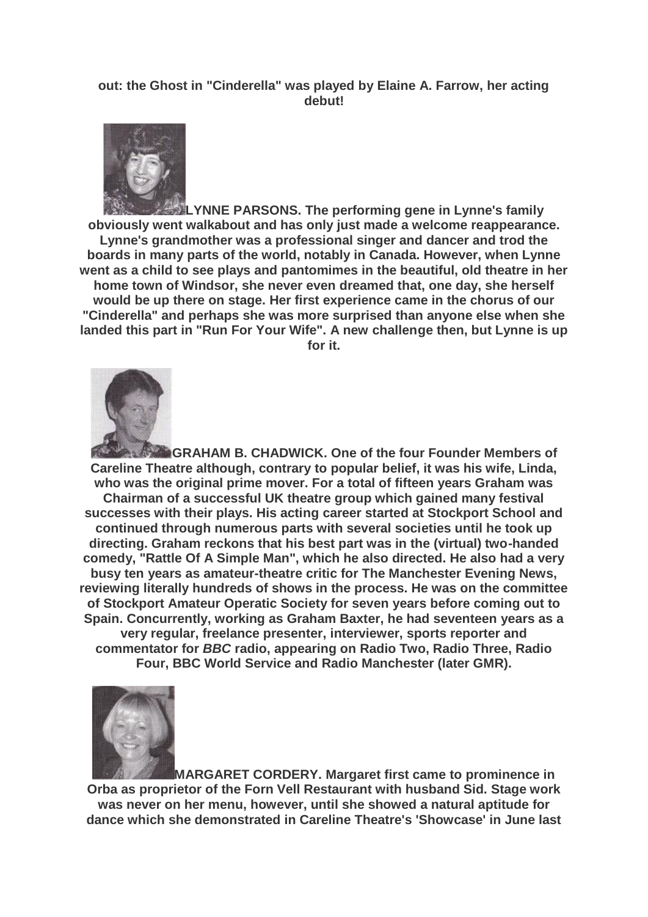**out: the Ghost in "Cinderella" was played by Elaine A. Farrow, her acting debut!**

**LYNNE PARSONS. The performing gene in Lynne's family obviously went walkabout and has only just made a welcome reappearance. Lynne's grandmother was a professional singer and dancer and trod the boards in many parts of the world, notably in Canada. However, when Lynne went as a child to see plays and pantomimes in the beautiful, old theatre in her home town of Windsor, she never even dreamed that, one day, she herself would be up there on stage. Her first experience came in the chorus of our "Cinderella" and perhaps she was more surprised than anyone else when she landed this part in "Run For Your Wife". A new challenge then, but Lynne is up for it.**

**GRAHAM B. CHADWICK. One of the four Founder Members of Careline Theatre although, contrary to popular belief, it was his wife, Linda, who was the original prime mover. For a total of fifteen years Graham was Chairman of a successful UK theatre group which gained many festival successes with their plays. His acting career started at Stockport School and continued through numerous parts with several societies until he took up directing. Graham reckons that his best part was in the (virtual) two-handed comedy, "Rattle Of A Simple Man", which he also directed. He also had a very busy ten years as amateur-theatre critic for The Manchester Evening News, reviewing literally hundreds of shows in the process. He was on the committee of Stockport Amateur Operatic Society for seven years before coming out to Spain. Concurrently, working as Graham Baxter, he had seventeen years as a very regular, freelance presenter, interviewer, sports reporter and commentator for *BBC* radio, appearing on Radio Two, Radio Three, Radio Four, BBC World Service and Radio Manchester (later GMR).**

**MARGARET CORDERY. Margaret first came to prominence in Orba as proprietor of the Forn Vell Restaurant with husband Sid. Stage work was never on her menu, however, until she showed a natural aptitude for dance which she demonstrated in Careline Theatre's 'Showcase' in June last**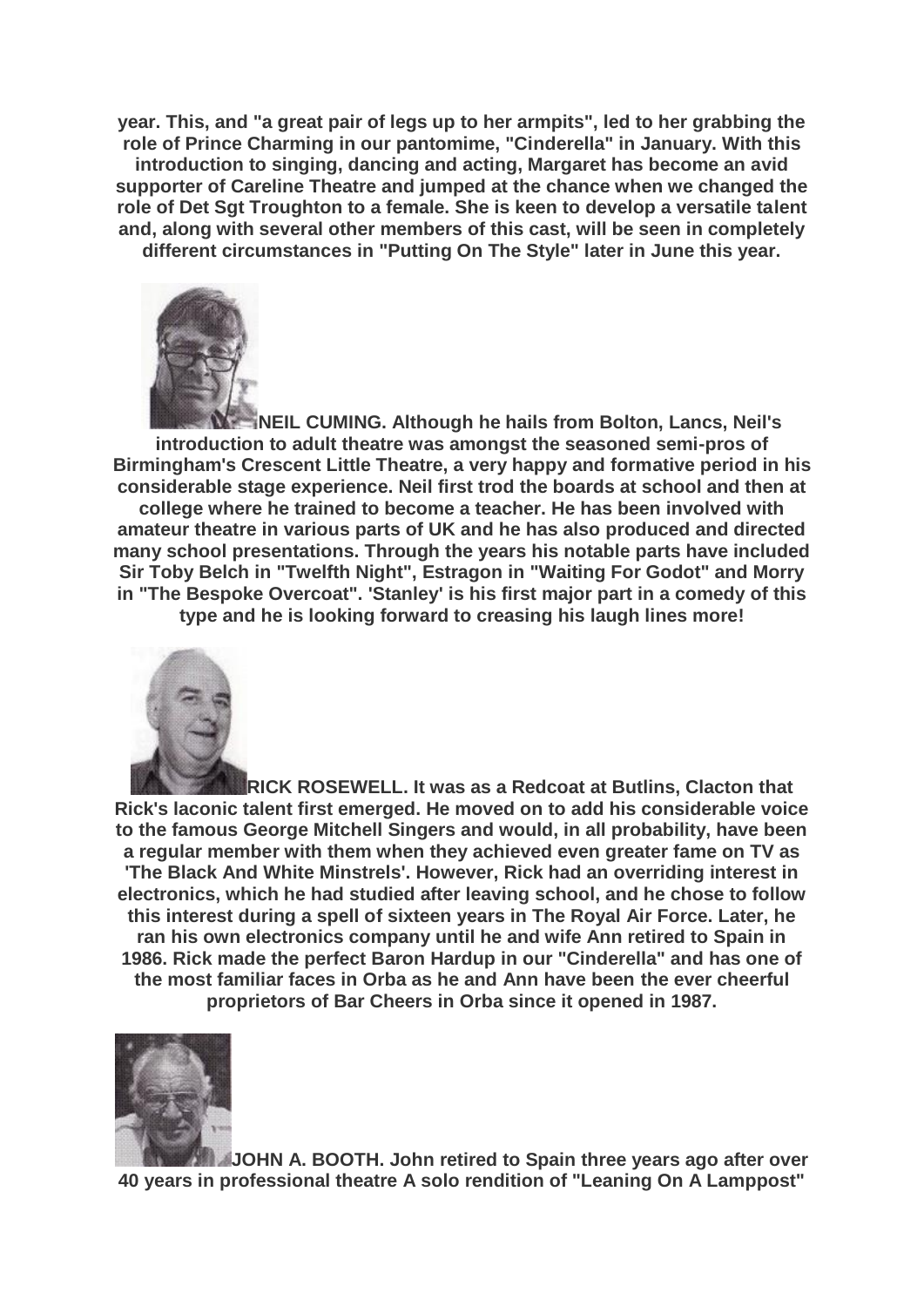**year. This, and "a great pair of legs up to her armpits", led to her grabbing the role of Prince Charming in our pantomime, "Cinderella" in January. With this introduction to singing, dancing and acting, Margaret has become an avid supporter of Careline Theatre and jumped at the chance when we changed the role of Det Sgt Troughton to a female. She is keen to develop a versatile talent and, along with several other members of this cast, will be seen in completely different circumstances in "Putting On The Style" later in June this year.**

**NEIL CUMING. Although he hails from Bolton, Lancs, Neil's introduction to adult theatre was amongst the seasoned semi-pros of Birmingham's Crescent Little Theatre, a very happy and formative period in his considerable stage experience. Neil first trod the boards at school and then at college where he trained to become a teacher. He has been involved with amateur theatre in various parts of UK and he has also produced and directed many school presentations. Through the years his notable parts have included Sir Toby Belch in "Twelfth Night", Estragon in "Waiting For Godot" and Morry in "The Bespoke Overcoat". 'Stanley' is his first major part in a comedy of this type and he is looking forward to creasing his laugh lines more!**

**RICK ROSEWELL. It was as a Redcoat at Butlins, Clacton that Rick's laconic talent first emerged. He moved on to add his considerable voice to the famous George Mitchell Singers and would, in all probability, have been a regular member with them when they achieved even greater fame on TV as 'The Black And White Minstrels'. However, Rick had an overriding interest in electronics, which he had studied after leaving school, and he chose to follow this interest during a spell of sixteen years in The Royal Air Force. Later, he ran his own electronics company until he and wife Ann retired to Spain in 1986. Rick made the perfect Baron Hardup in our "Cinderella" and has one of the most familiar faces in Orba as he and Ann have been the ever cheerful proprietors of Bar Cheers in Orba since it opened in 1987.**

**JOHN A. BOOTH. John retired to Spain three years ago after over 40 years in professional theatre A solo rendition of "Leaning On A Lamppost"**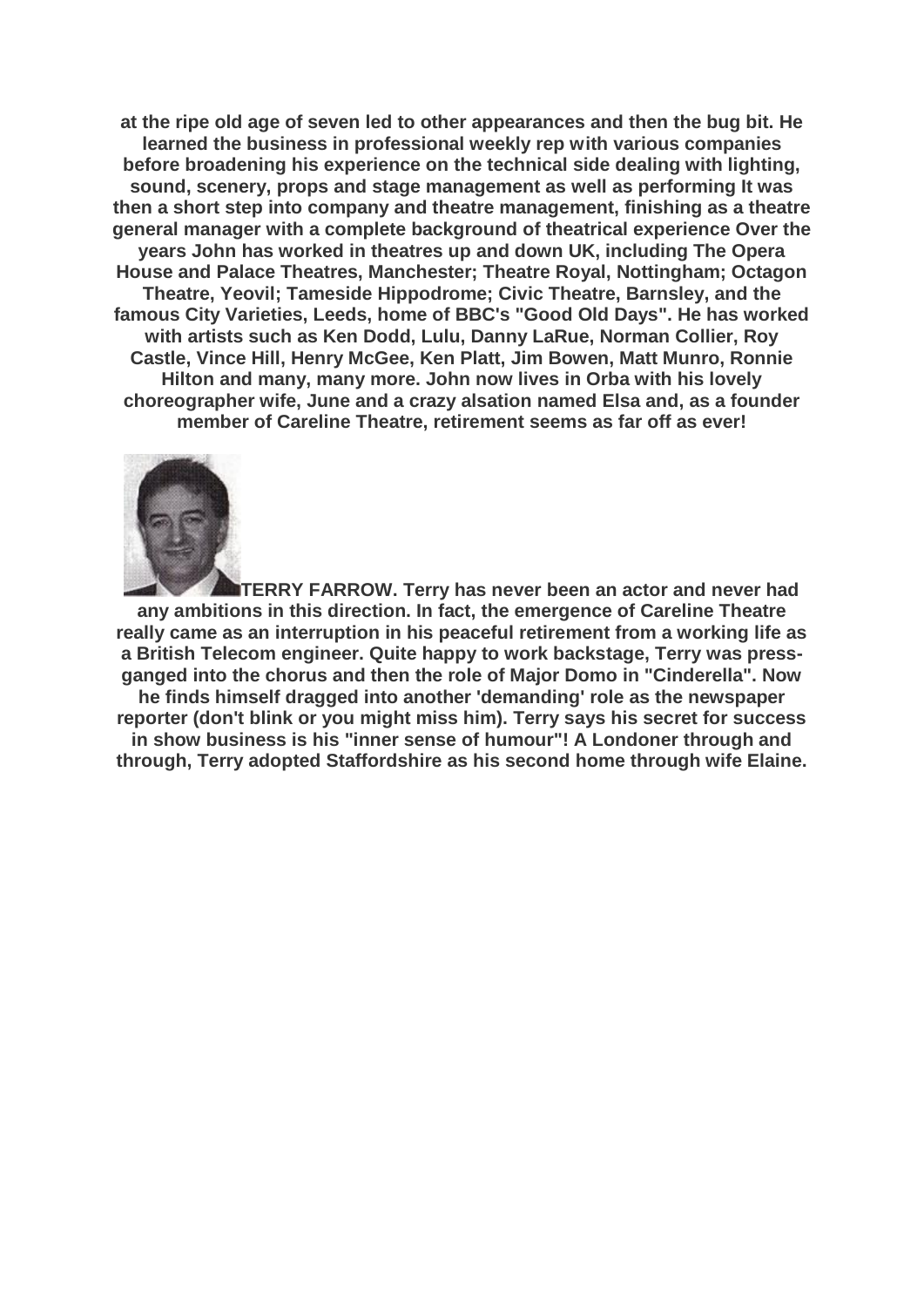**at the ripe old age of seven led to other appearances and then the bug bit. He learned the business in professional weekly rep with various companies before broadening his experience on the technical side dealing with lighting, sound, scenery, props and stage management as well as performing It was then a short step into company and theatre management, finishing as a theatre general manager with a complete background of theatrical experience Over the years John has worked in theatres up and down UK, including The Opera House and Palace Theatres, Manchester; Theatre Royal, Nottingham; Octagon Theatre, Yeovil; Tameside Hippodrome; Civic Theatre, Barnsley, and the famous City Varieties, Leeds, home of BBC's "Good Old Days". He has worked with artists such as Ken Dodd, Lulu, Danny LaRue, Norman Collier, Roy Castle, Vince Hill, Henry McGee, Ken Platt, Jim Bowen, Matt Munro, Ronnie Hilton and many, many more. John now lives in Orba with his lovely choreographer wife, June and a crazy alsation named Elsa and, as a founder member of Careline Theatre, retirement seems as far off as ever!**

**TERRY FARROW. Terry has never been an actor and never had any ambitions in this direction. In fact, the emergence of Careline Theatre really came as an interruption in his peaceful retirement from a working life as a British Telecom engineer. Quite happy to work backstage, Terry was press-ganged into the chorus and then the role of Major Domo in "Cinderella". Now he finds himself dragged into another 'demanding' role as the newspaper reporter (don't blink or you might miss him). Terry says his secret for success in show business is his "inner sense of humour"! A Londoner through and through, Terry adopted Staffordshire as his second home through wife Elaine.**